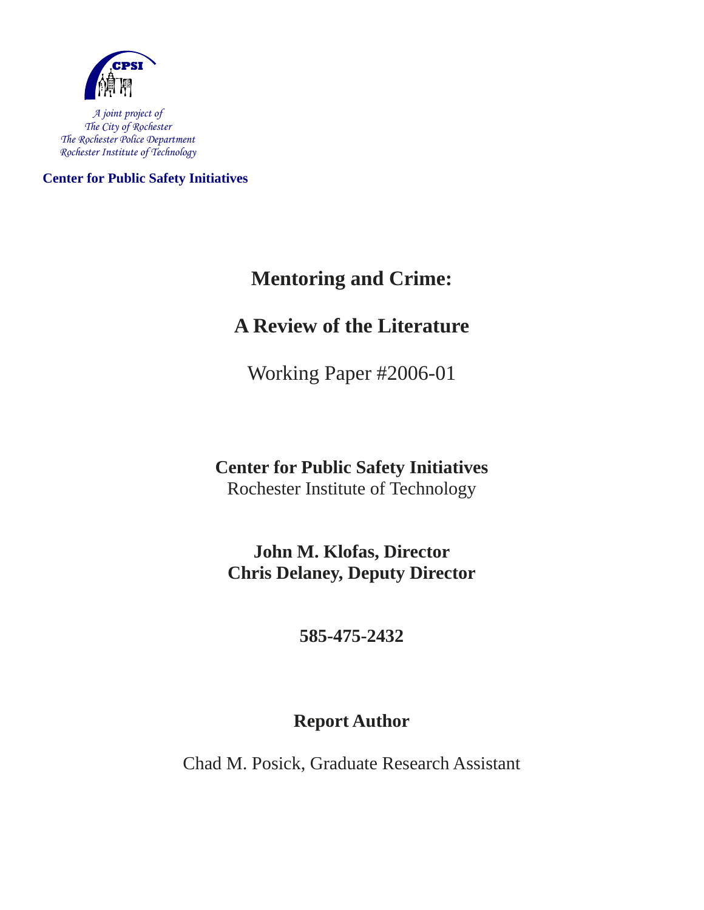CPSI

*A joint project of*
*The City of Rochester*
*The Rochester Police Department*
*Rochester Institute of Technology*

**Center for Public Safety Initiatives**

# Mentoring and Crime:

# A Review of the Literature

Working Paper #2006-01

**Center for Public Safety Initiatives**
Rochester Institute of Technology

**John M. Klofas, Director**
**Chris Delaney, Deputy Director**

**585-475-2432**

**Report Author**

Chad M. Posick, Graduate Research Assistant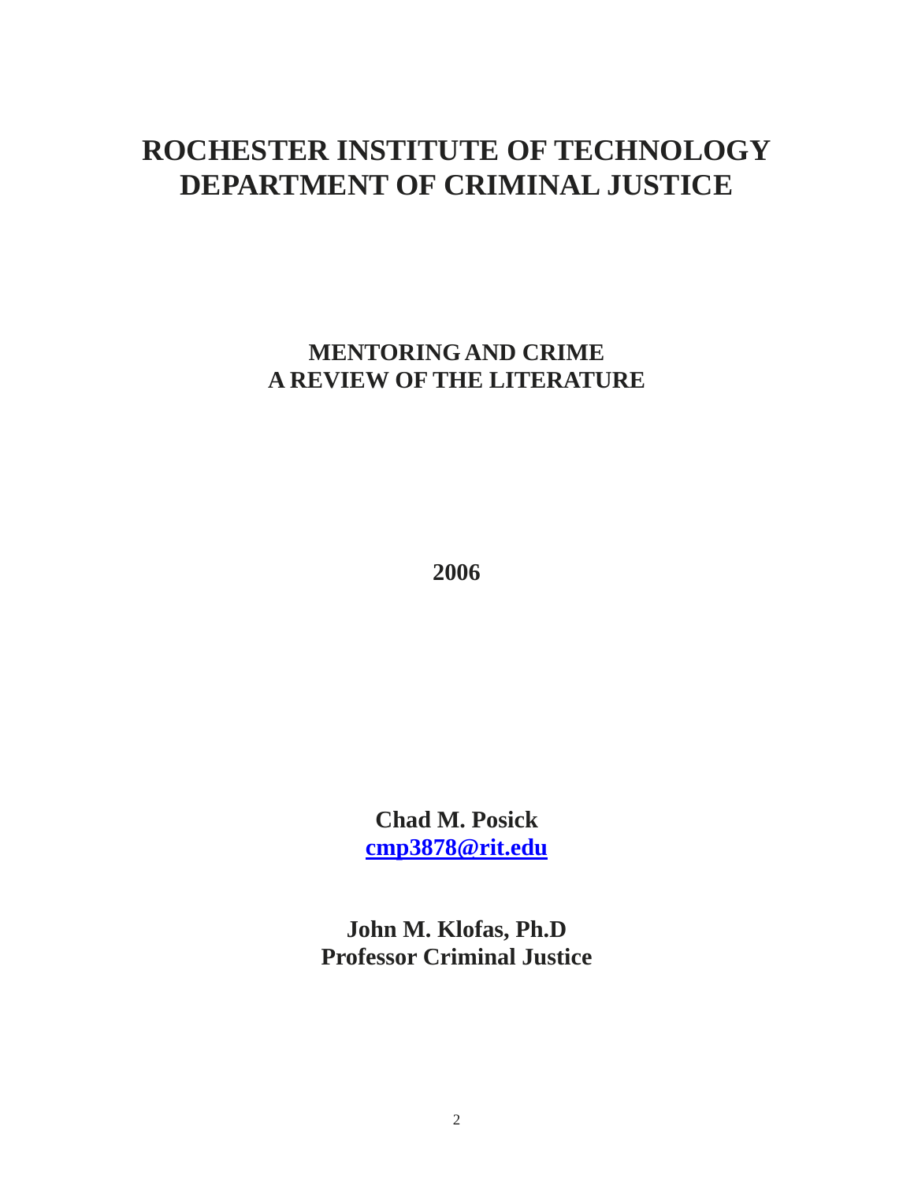# ROCHESTER INSTITUTE OF TECHNOLOGY
# DEPARTMENT OF CRIMINAL JUSTICE

## MENTORING AND CRIME
## A REVIEW OF THE LITERATURE

**2006**

**Chad M. Posick**
**cmp3878@rit.edu**

**John M. Klofas, Ph.D**
**Professor Criminal Justice**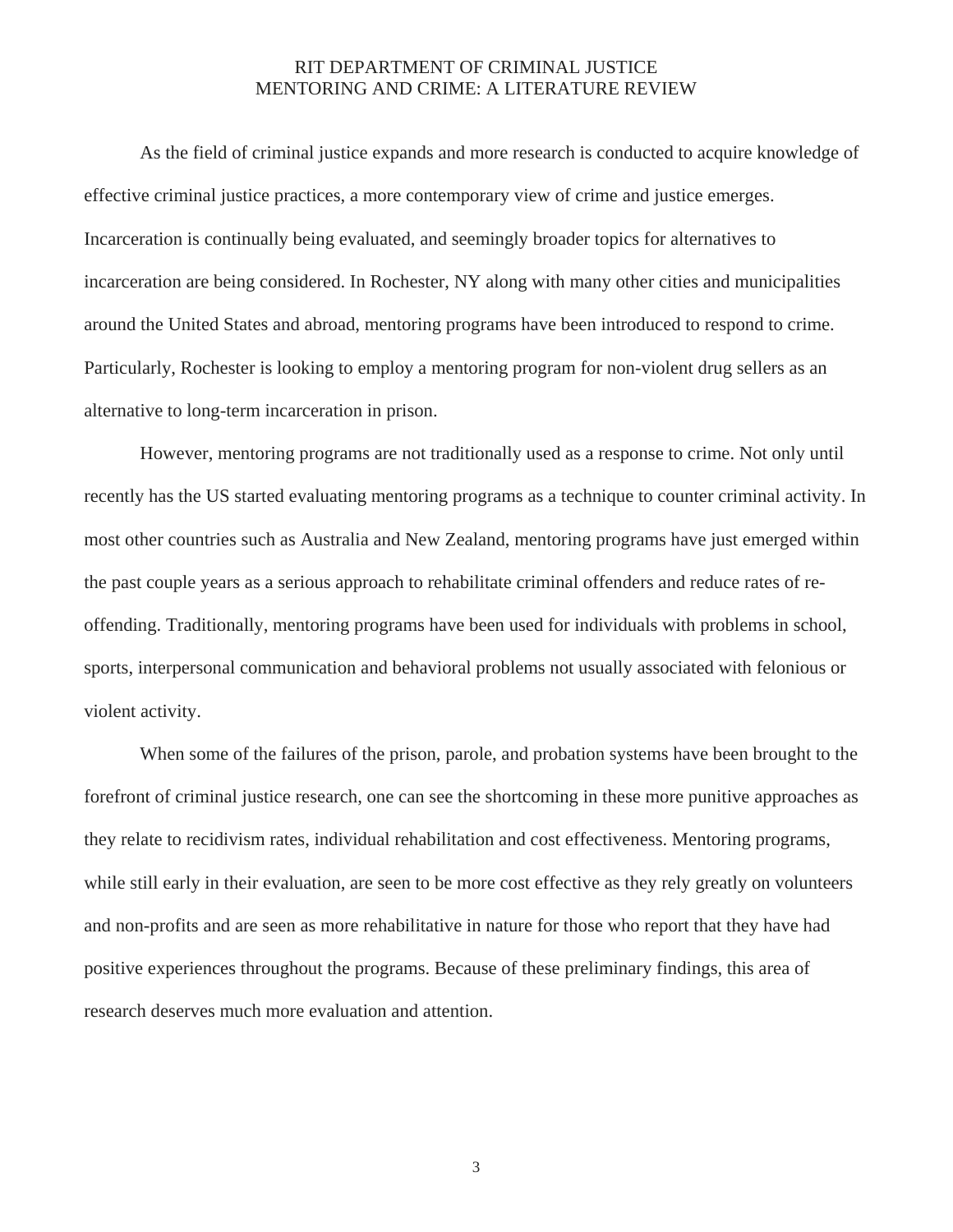As the field of criminal justice expands and more research is conducted to acquire knowledge of effective criminal justice practices, a more contemporary view of crime and justice emerges. Incarceration is continually being evaluated, and seemingly broader topics for alternatives to incarceration are being considered. In Rochester, NY along with many other cities and municipalities around the United States and abroad, mentoring programs have been introduced to respond to crime. Particularly, Rochester is looking to employ a mentoring program for non-violent drug sellers as an alternative to long-term incarceration in prison.

However, mentoring programs are not traditionally used as a response to crime. Not only until recently has the US started evaluating mentoring programs as a technique to counter criminal activity. In most other countries such as Australia and New Zealand, mentoring programs have just emerged within the past couple years as a serious approach to rehabilitate criminal offenders and reduce rates of re-offending. Traditionally, mentoring programs have been used for individuals with problems in school, sports, interpersonal communication and behavioral problems not usually associated with felonious or violent activity.

When some of the failures of the prison, parole, and probation systems have been brought to the forefront of criminal justice research, one can see the shortcoming in these more punitive approaches as they relate to recidivism rates, individual rehabilitation and cost effectiveness. Mentoring programs, while still early in their evaluation, are seen to be more cost effective as they rely greatly on volunteers and non-profits and are seen as more rehabilitative in nature for those who report that they have had positive experiences throughout the programs. Because of these preliminary findings, this area of research deserves much more evaluation and attention.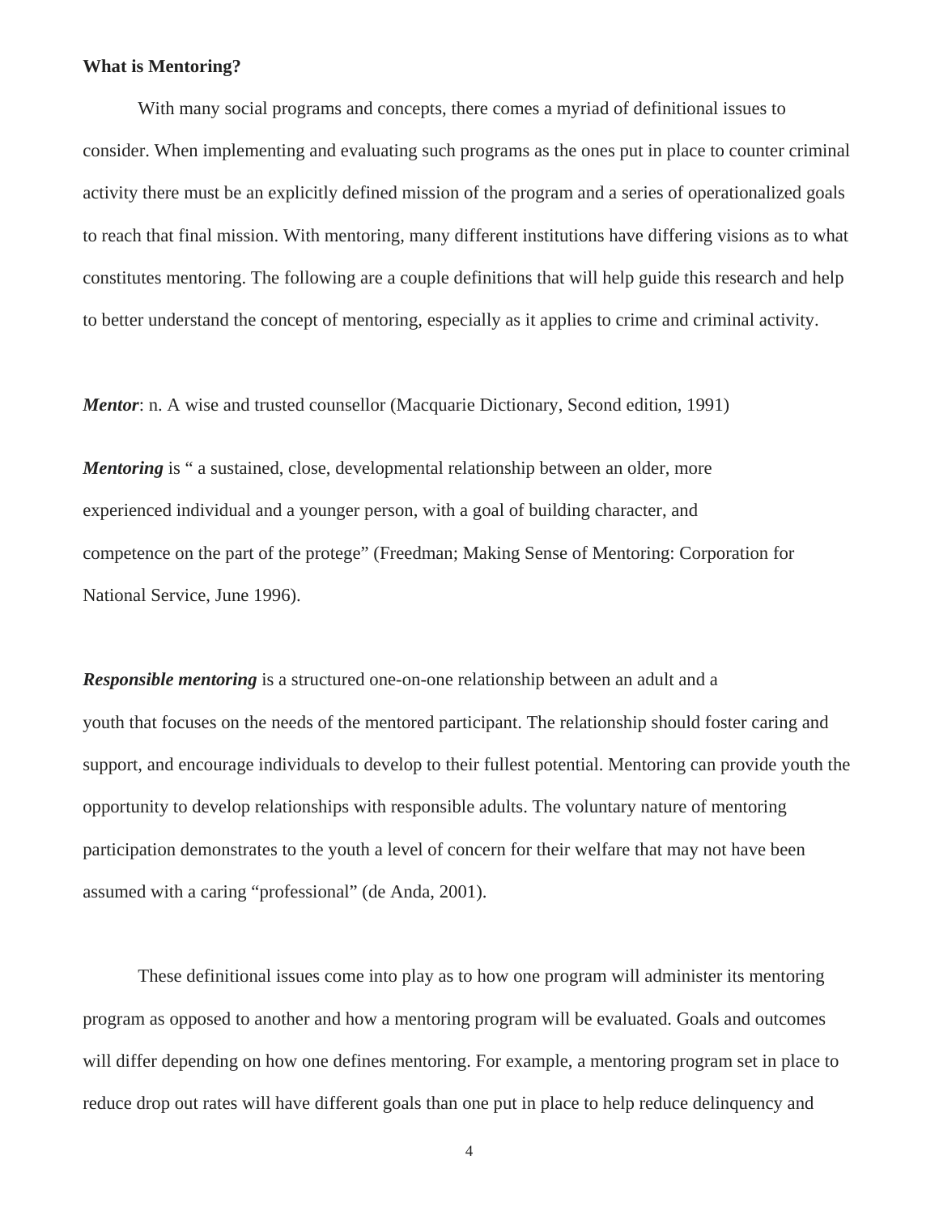**What is Mentoring?**

With many social programs and concepts, there comes a myriad of definitional issues to consider. When implementing and evaluating such programs as the ones put in place to counter criminal activity there must be an explicitly defined mission of the program and a series of operationalized goals to reach that final mission. With mentoring, many different institutions have differing visions as to what constitutes mentoring. The following are a couple definitions that will help guide this research and help to better understand the concept of mentoring, especially as it applies to crime and criminal activity.

***Mentor***: n. A wise and trusted counsellor (Macquarie Dictionary, Second edition, 1991)

***Mentoring*** is " a sustained, close, developmental relationship between an older, more experienced individual and a younger person, with a goal of building character, and competence on the part of the protege" (Freedman; Making Sense of Mentoring: Corporation for National Service, June 1996).

***Responsible mentoring*** is a structured one-on-one relationship between an adult and a youth that focuses on the needs of the mentored participant. The relationship should foster caring and support, and encourage individuals to develop to their fullest potential. Mentoring can provide youth the opportunity to develop relationships with responsible adults. The voluntary nature of mentoring participation demonstrates to the youth a level of concern for their welfare that may not have been assumed with a caring "professional" (de Anda, 2001).

These definitional issues come into play as to how one program will administer its mentoring program as opposed to another and how a mentoring program will be evaluated. Goals and outcomes will differ depending on how one defines mentoring. For example, a mentoring program set in place to reduce drop out rates will have different goals than one put in place to help reduce delinquency and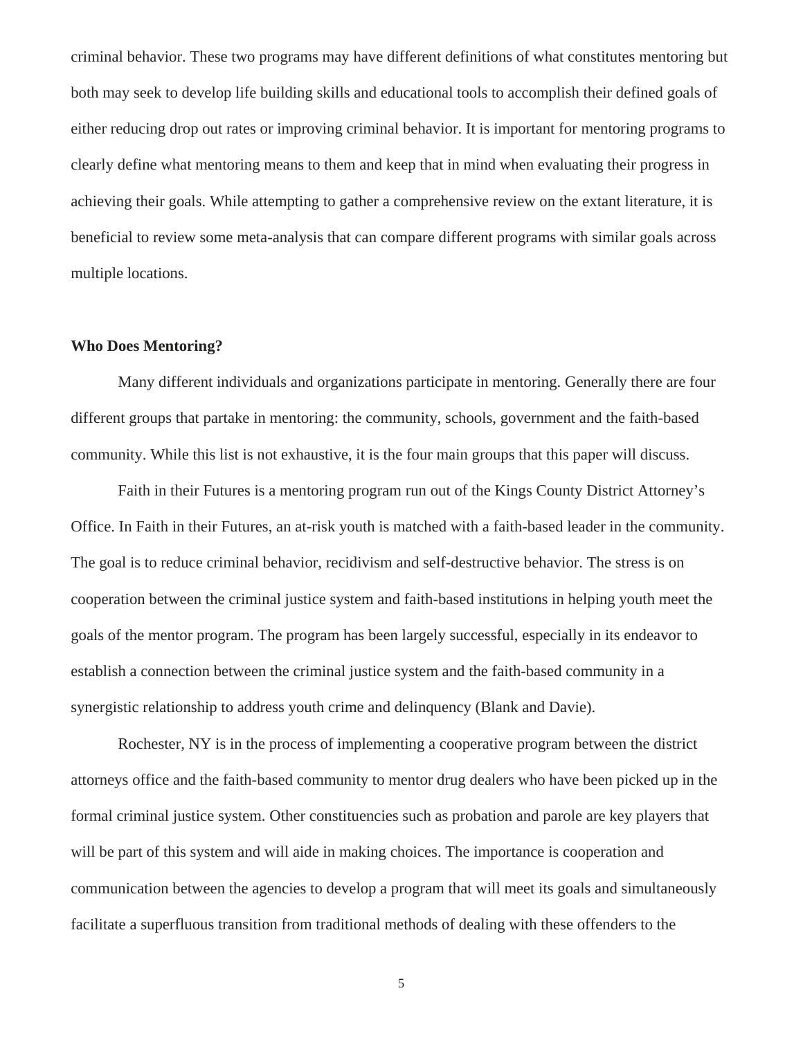criminal behavior. These two programs may have different definitions of what constitutes mentoring but both may seek to develop life building skills and educational tools to accomplish their defined goals of either reducing drop out rates or improving criminal behavior. It is important for mentoring programs to clearly define what mentoring means to them and keep that in mind when evaluating their progress in achieving their goals. While attempting to gather a comprehensive review on the extant literature, it is beneficial to review some meta-analysis that can compare different programs with similar goals across multiple locations.

**Who Does Mentoring?**

Many different individuals and organizations participate in mentoring. Generally there are four different groups that partake in mentoring: the community, schools, government and the faith-based community. While this list is not exhaustive, it is the four main groups that this paper will discuss.

Faith in their Futures is a mentoring program run out of the Kings County District Attorney's Office. In Faith in their Futures, an at-risk youth is matched with a faith-based leader in the community. The goal is to reduce criminal behavior, recidivism and self-destructive behavior. The stress is on cooperation between the criminal justice system and faith-based institutions in helping youth meet the goals of the mentor program. The program has been largely successful, especially in its endeavor to establish a connection between the criminal justice system and the faith-based community in a synergistic relationship to address youth crime and delinquency (Blank and Davie).

Rochester, NY is in the process of implementing a cooperative program between the district attorneys office and the faith-based community to mentor drug dealers who have been picked up in the formal criminal justice system. Other constituencies such as probation and parole are key players that will be part of this system and will aide in making choices. The importance is cooperation and communication between the agencies to develop a program that will meet its goals and simultaneously facilitate a superfluous transition from traditional methods of dealing with these offenders to the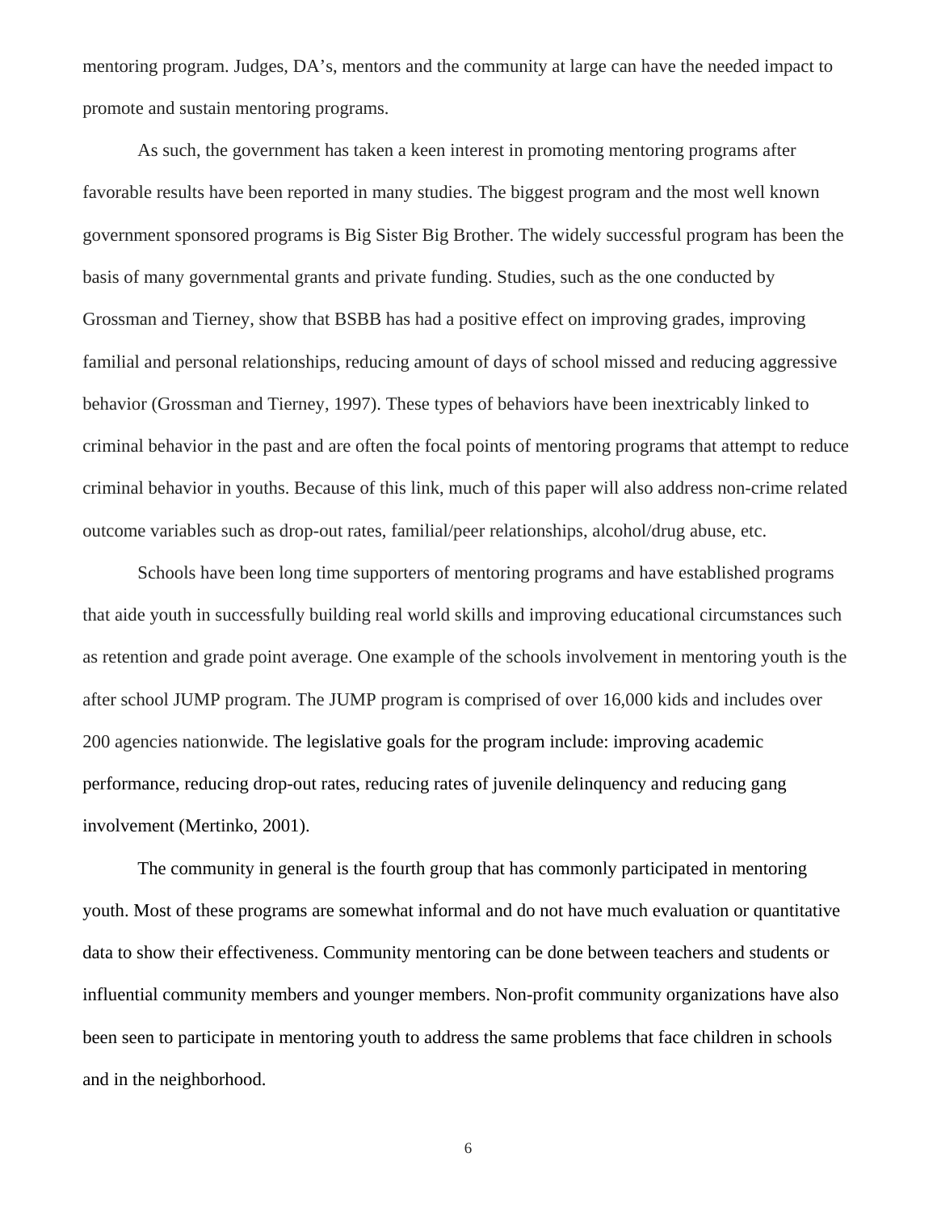mentoring program. Judges, DA's, mentors and the community at large can have the needed impact to promote and sustain mentoring programs.

As such, the government has taken a keen interest in promoting mentoring programs after favorable results have been reported in many studies. The biggest program and the most well known government sponsored programs is Big Sister Big Brother. The widely successful program has been the basis of many governmental grants and private funding. Studies, such as the one conducted by Grossman and Tierney, show that BSBB has had a positive effect on improving grades, improving familial and personal relationships, reducing amount of days of school missed and reducing aggressive behavior (Grossman and Tierney, 1997). These types of behaviors have been inextricably linked to criminal behavior in the past and are often the focal points of mentoring programs that attempt to reduce criminal behavior in youths. Because of this link, much of this paper will also address non-crime related outcome variables such as drop-out rates, familial/peer relationships, alcohol/drug abuse, etc.

Schools have been long time supporters of mentoring programs and have established programs that aide youth in successfully building real world skills and improving educational circumstances such as retention and grade point average. One example of the schools involvement in mentoring youth is the after school JUMP program. The JUMP program is comprised of over 16,000 kids and includes over 200 agencies nationwide. The legislative goals for the program include: improving academic performance, reducing drop-out rates, reducing rates of juvenile delinquency and reducing gang involvement (Mertinko, 2001).

The community in general is the fourth group that has commonly participated in mentoring youth. Most of these programs are somewhat informal and do not have much evaluation or quantitative data to show their effectiveness. Community mentoring can be done between teachers and students or influential community members and younger members. Non-profit community organizations have also been seen to participate in mentoring youth to address the same problems that face children in schools and in the neighborhood.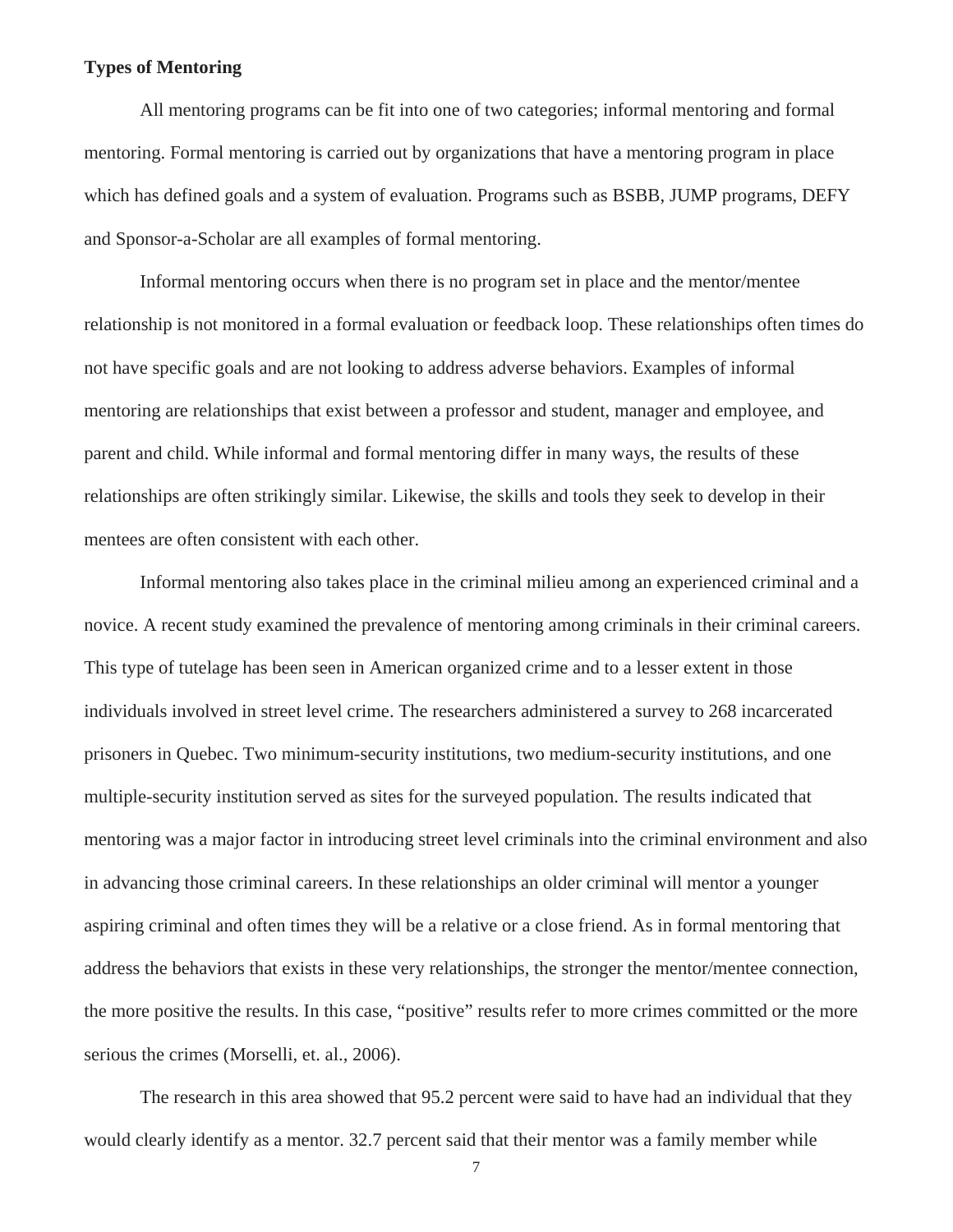**Types of Mentoring**

All mentoring programs can be fit into one of two categories; informal mentoring and formal mentoring. Formal mentoring is carried out by organizations that have a mentoring program in place which has defined goals and a system of evaluation. Programs such as BSBB, JUMP programs, DEFY and Sponsor-a-Scholar are all examples of formal mentoring.

Informal mentoring occurs when there is no program set in place and the mentor/mentee relationship is not monitored in a formal evaluation or feedback loop. These relationships often times do not have specific goals and are not looking to address adverse behaviors. Examples of informal mentoring are relationships that exist between a professor and student, manager and employee, and parent and child. While informal and formal mentoring differ in many ways, the results of these relationships are often strikingly similar. Likewise, the skills and tools they seek to develop in their mentees are often consistent with each other.

Informal mentoring also takes place in the criminal milieu among an experienced criminal and a novice. A recent study examined the prevalence of mentoring among criminals in their criminal careers. This type of tutelage has been seen in American organized crime and to a lesser extent in those individuals involved in street level crime. The researchers administered a survey to 268 incarcerated prisoners in Quebec. Two minimum-security institutions, two medium-security institutions, and one multiple-security institution served as sites for the surveyed population. The results indicated that mentoring was a major factor in introducing street level criminals into the criminal environment and also in advancing those criminal careers. In these relationships an older criminal will mentor a younger aspiring criminal and often times they will be a relative or a close friend. As in formal mentoring that address the behaviors that exists in these very relationships, the stronger the mentor/mentee connection, the more positive the results. In this case, "positive" results refer to more crimes committed or the more serious the crimes (Morselli, et. al., 2006).

The research in this area showed that 95.2 percent were said to have had an individual that they would clearly identify as a mentor. 32.7 percent said that their mentor was a family member while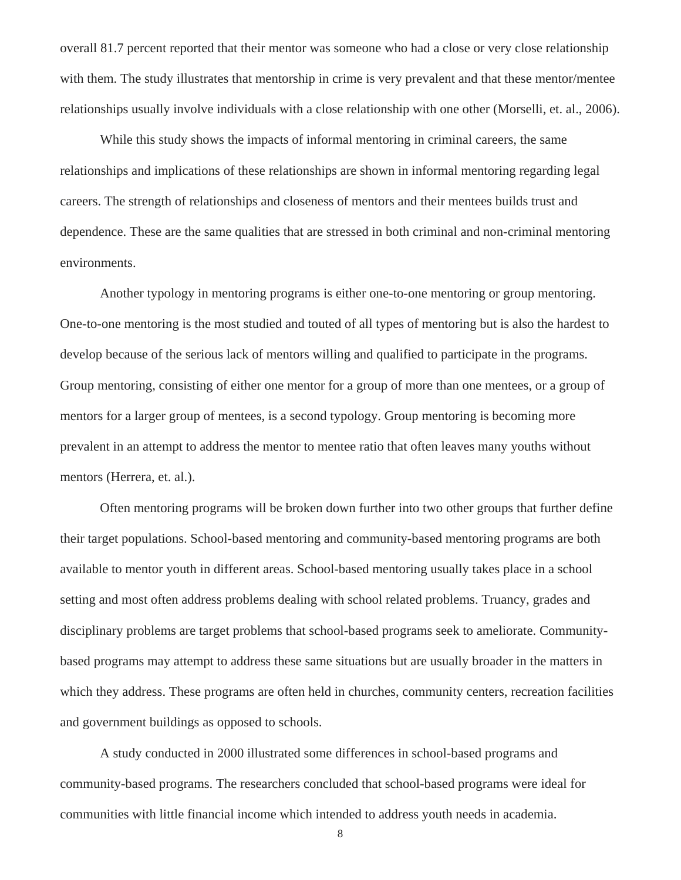overall 81.7 percent reported that their mentor was someone who had a close or very close relationship with them. The study illustrates that mentorship in crime is very prevalent and that these mentor/mentee relationships usually involve individuals with a close relationship with one other (Morselli, et. al., 2006).

While this study shows the impacts of informal mentoring in criminal careers, the same relationships and implications of these relationships are shown in informal mentoring regarding legal careers. The strength of relationships and closeness of mentors and their mentees builds trust and dependence. These are the same qualities that are stressed in both criminal and non-criminal mentoring environments.

Another typology in mentoring programs is either one-to-one mentoring or group mentoring. One-to-one mentoring is the most studied and touted of all types of mentoring but is also the hardest to develop because of the serious lack of mentors willing and qualified to participate in the programs. Group mentoring, consisting of either one mentor for a group of more than one mentees, or a group of mentors for a larger group of mentees, is a second typology. Group mentoring is becoming more prevalent in an attempt to address the mentor to mentee ratio that often leaves many youths without mentors (Herrera, et. al.).

Often mentoring programs will be broken down further into two other groups that further define their target populations. School-based mentoring and community-based mentoring programs are both available to mentor youth in different areas. School-based mentoring usually takes place in a school setting and most often address problems dealing with school related problems. Truancy, grades and disciplinary problems are target problems that school-based programs seek to ameliorate. Community-based programs may attempt to address these same situations but are usually broader in the matters in which they address. These programs are often held in churches, community centers, recreation facilities and government buildings as opposed to schools.

A study conducted in 2000 illustrated some differences in school-based programs and community-based programs. The researchers concluded that school-based programs were ideal for communities with little financial income which intended to address youth needs in academia.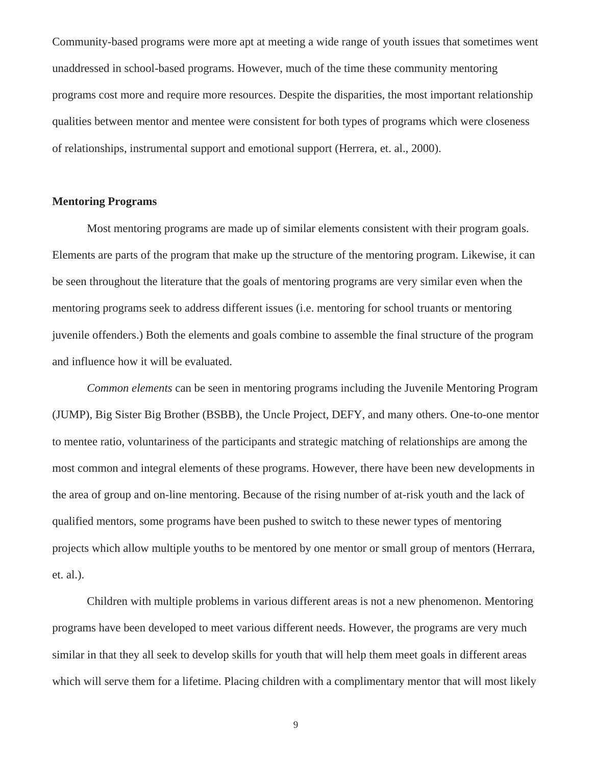Community-based programs were more apt at meeting a wide range of youth issues that sometimes went unaddressed in school-based programs. However, much of the time these community mentoring programs cost more and require more resources. Despite the disparities, the most important relationship qualities between mentor and mentee were consistent for both types of programs which were closeness of relationships, instrumental support and emotional support (Herrera, et. al., 2000).

**Mentoring Programs**

Most mentoring programs are made up of similar elements consistent with their program goals. Elements are parts of the program that make up the structure of the mentoring program. Likewise, it can be seen throughout the literature that the goals of mentoring programs are very similar even when the mentoring programs seek to address different issues (i.e. mentoring for school truants or mentoring juvenile offenders.) Both the elements and goals combine to assemble the final structure of the program and influence how it will be evaluated.

*Common elements* can be seen in mentoring programs including the Juvenile Mentoring Program (JUMP), Big Sister Big Brother (BSBB), the Uncle Project, DEFY, and many others. One-to-one mentor to mentee ratio, voluntariness of the participants and strategic matching of relationships are among the most common and integral elements of these programs. However, there have been new developments in the area of group and on-line mentoring. Because of the rising number of at-risk youth and the lack of qualified mentors, some programs have been pushed to switch to these newer types of mentoring projects which allow multiple youths to be mentored by one mentor or small group of mentors (Herrara, et. al.).

Children with multiple problems in various different areas is not a new phenomenon. Mentoring programs have been developed to meet various different needs. However, the programs are very much similar in that they all seek to develop skills for youth that will help them meet goals in different areas which will serve them for a lifetime. Placing children with a complimentary mentor that will most likely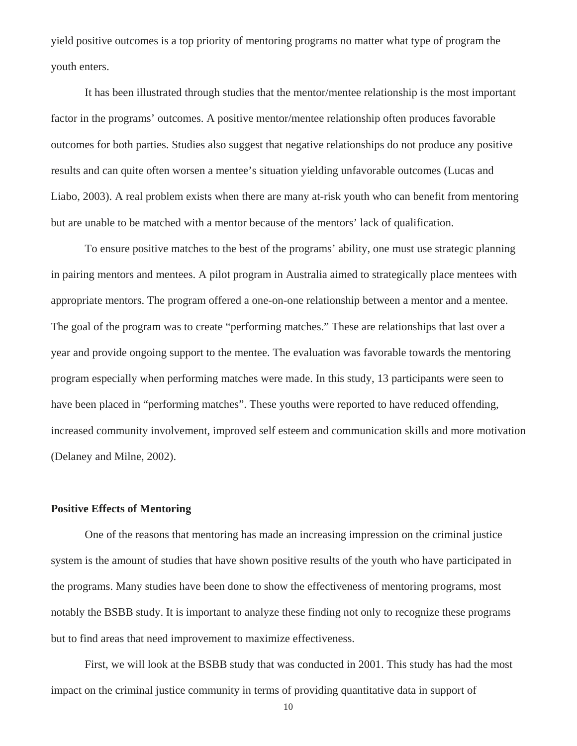yield positive outcomes is a top priority of mentoring programs no matter what type of program the youth enters.

It has been illustrated through studies that the mentor/mentee relationship is the most important factor in the programs' outcomes. A positive mentor/mentee relationship often produces favorable outcomes for both parties. Studies also suggest that negative relationships do not produce any positive results and can quite often worsen a mentee's situation yielding unfavorable outcomes (Lucas and Liabo, 2003). A real problem exists when there are many at-risk youth who can benefit from mentoring but are unable to be matched with a mentor because of the mentors' lack of qualification.

To ensure positive matches to the best of the programs' ability, one must use strategic planning in pairing mentors and mentees. A pilot program in Australia aimed to strategically place mentees with appropriate mentors. The program offered a one-on-one relationship between a mentor and a mentee. The goal of the program was to create "performing matches." These are relationships that last over a year and provide ongoing support to the mentee. The evaluation was favorable towards the mentoring program especially when performing matches were made. In this study, 13 participants were seen to have been placed in "performing matches". These youths were reported to have reduced offending, increased community involvement, improved self esteem and communication skills and more motivation (Delaney and Milne, 2002).

**Positive Effects of Mentoring**

One of the reasons that mentoring has made an increasing impression on the criminal justice system is the amount of studies that have shown positive results of the youth who have participated in the programs. Many studies have been done to show the effectiveness of mentoring programs, most notably the BSBB study. It is important to analyze these finding not only to recognize these programs but to find areas that need improvement to maximize effectiveness.

First, we will look at the BSBB study that was conducted in 2001. This study has had the most impact on the criminal justice community in terms of providing quantitative data in support of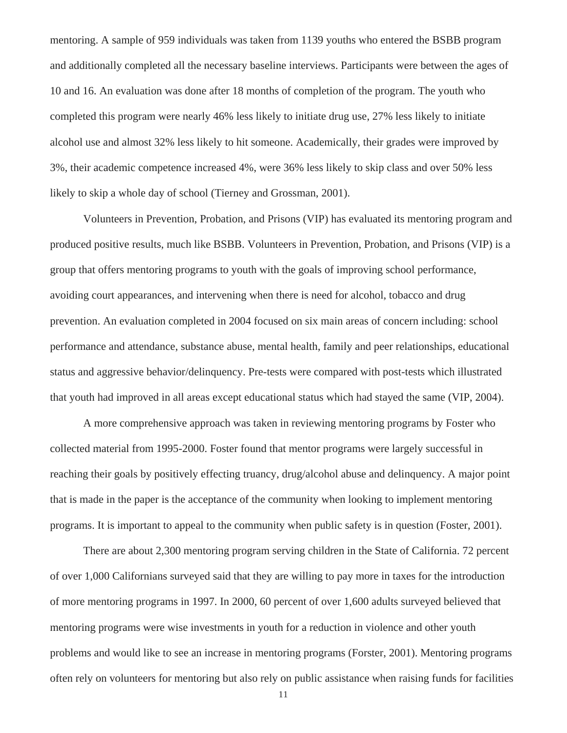mentoring. A sample of 959 individuals was taken from 1139 youths who entered the BSBB program and additionally completed all the necessary baseline interviews. Participants were between the ages of 10 and 16. An evaluation was done after 18 months of completion of the program. The youth who completed this program were nearly 46% less likely to initiate drug use, 27% less likely to initiate alcohol use and almost 32% less likely to hit someone. Academically, their grades were improved by 3%, their academic competence increased 4%, were 36% less likely to skip class and over 50% less likely to skip a whole day of school (Tierney and Grossman, 2001).

Volunteers in Prevention, Probation, and Prisons (VIP) has evaluated its mentoring program and produced positive results, much like BSBB. Volunteers in Prevention, Probation, and Prisons (VIP) is a group that offers mentoring programs to youth with the goals of improving school performance, avoiding court appearances, and intervening when there is need for alcohol, tobacco and drug prevention. An evaluation completed in 2004 focused on six main areas of concern including: school performance and attendance, substance abuse, mental health, family and peer relationships, educational status and aggressive behavior/delinquency. Pre-tests were compared with post-tests which illustrated that youth had improved in all areas except educational status which had stayed the same (VIP, 2004).

A more comprehensive approach was taken in reviewing mentoring programs by Foster who collected material from 1995-2000. Foster found that mentor programs were largely successful in reaching their goals by positively effecting truancy, drug/alcohol abuse and delinquency. A major point that is made in the paper is the acceptance of the community when looking to implement mentoring programs. It is important to appeal to the community when public safety is in question (Foster, 2001).

There are about 2,300 mentoring program serving children in the State of California. 72 percent of over 1,000 Californians surveyed said that they are willing to pay more in taxes for the introduction of more mentoring programs in 1997. In 2000, 60 percent of over 1,600 adults surveyed believed that mentoring programs were wise investments in youth for a reduction in violence and other youth problems and would like to see an increase in mentoring programs (Forster, 2001). Mentoring programs often rely on volunteers for mentoring but also rely on public assistance when raising funds for facilities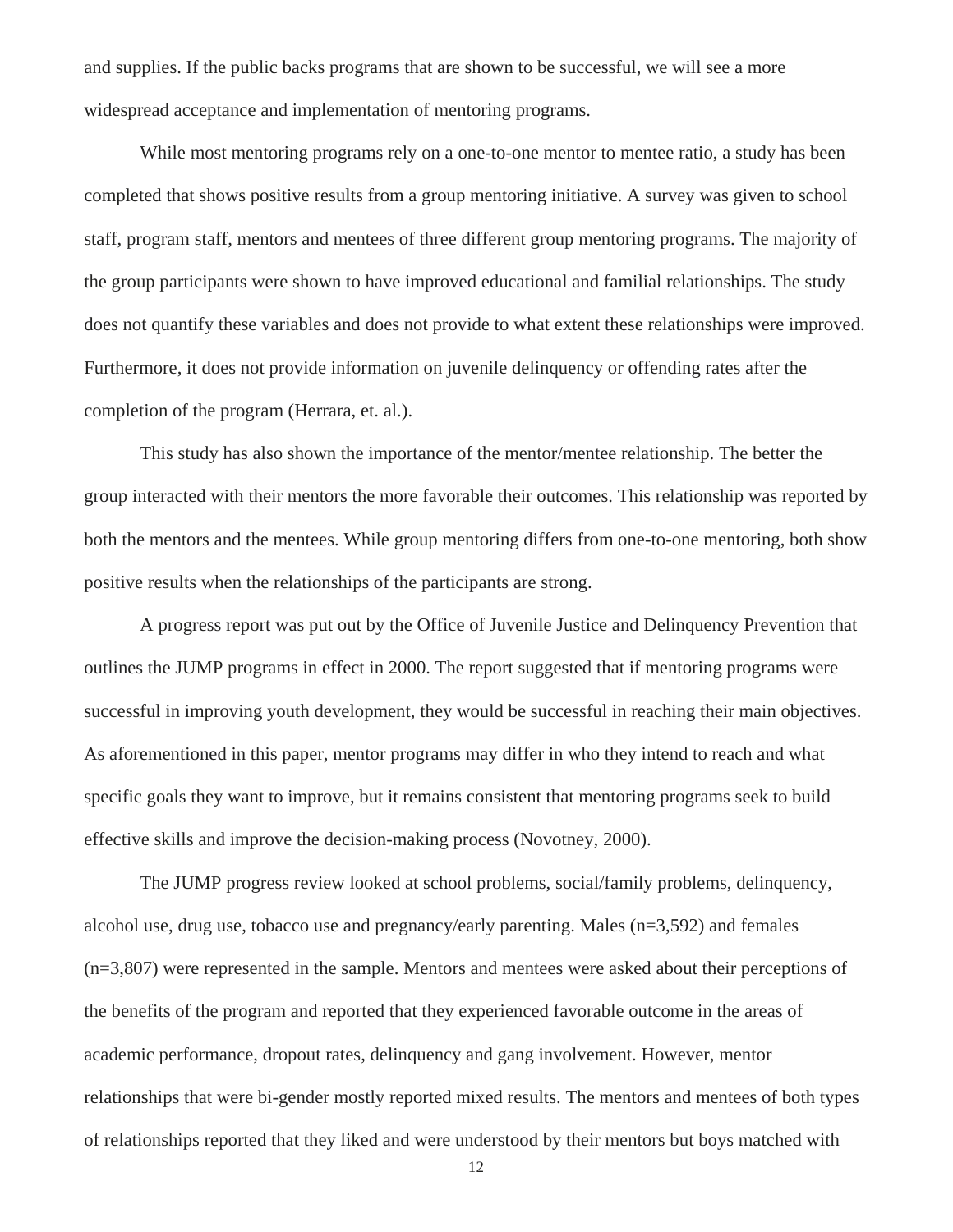and supplies. If the public backs programs that are shown to be successful, we will see a more widespread acceptance and implementation of mentoring programs.

While most mentoring programs rely on a one-to-one mentor to mentee ratio, a study has been completed that shows positive results from a group mentoring initiative. A survey was given to school staff, program staff, mentors and mentees of three different group mentoring programs. The majority of the group participants were shown to have improved educational and familial relationships. The study does not quantify these variables and does not provide to what extent these relationships were improved. Furthermore, it does not provide information on juvenile delinquency or offending rates after the completion of the program (Herrara, et. al.).

This study has also shown the importance of the mentor/mentee relationship. The better the group interacted with their mentors the more favorable their outcomes. This relationship was reported by both the mentors and the mentees. While group mentoring differs from one-to-one mentoring, both show positive results when the relationships of the participants are strong.

A progress report was put out by the Office of Juvenile Justice and Delinquency Prevention that outlines the JUMP programs in effect in 2000. The report suggested that if mentoring programs were successful in improving youth development, they would be successful in reaching their main objectives. As aforementioned in this paper, mentor programs may differ in who they intend to reach and what specific goals they want to improve, but it remains consistent that mentoring programs seek to build effective skills and improve the decision-making process (Novotney, 2000).

The JUMP progress review looked at school problems, social/family problems, delinquency, alcohol use, drug use, tobacco use and pregnancy/early parenting. Males (n=3,592) and females (n=3,807) were represented in the sample. Mentors and mentees were asked about their perceptions of the benefits of the program and reported that they experienced favorable outcome in the areas of academic performance, dropout rates, delinquency and gang involvement. However, mentor relationships that were bi-gender mostly reported mixed results. The mentors and mentees of both types of relationships reported that they liked and were understood by their mentors but boys matched with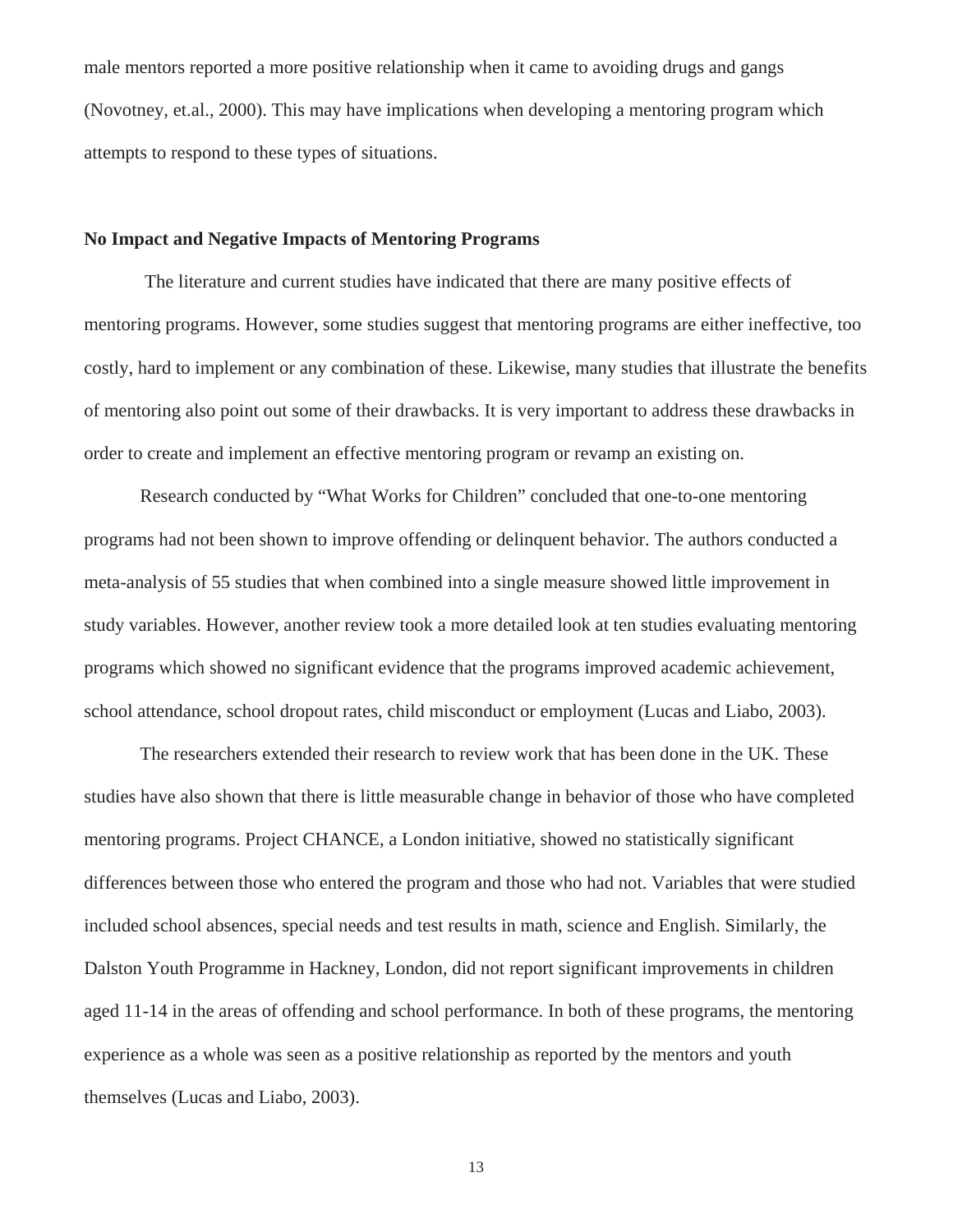male mentors reported a more positive relationship when it came to avoiding drugs and gangs (Novotney, et.al., 2000). This may have implications when developing a mentoring program which attempts to respond to these types of situations.

**No Impact and Negative Impacts of Mentoring Programs**

The literature and current studies have indicated that there are many positive effects of mentoring programs. However, some studies suggest that mentoring programs are either ineffective, too costly, hard to implement or any combination of these. Likewise, many studies that illustrate the benefits of mentoring also point out some of their drawbacks. It is very important to address these drawbacks in order to create and implement an effective mentoring program or revamp an existing on.

Research conducted by "What Works for Children" concluded that one-to-one mentoring programs had not been shown to improve offending or delinquent behavior. The authors conducted a meta-analysis of 55 studies that when combined into a single measure showed little improvement in study variables. However, another review took a more detailed look at ten studies evaluating mentoring programs which showed no significant evidence that the programs improved academic achievement, school attendance, school dropout rates, child misconduct or employment (Lucas and Liabo, 2003).

The researchers extended their research to review work that has been done in the UK. These studies have also shown that there is little measurable change in behavior of those who have completed mentoring programs. Project CHANCE, a London initiative, showed no statistically significant differences between those who entered the program and those who had not. Variables that were studied included school absences, special needs and test results in math, science and English. Similarly, the Dalston Youth Programme in Hackney, London, did not report significant improvements in children aged 11-14 in the areas of offending and school performance. In both of these programs, the mentoring experience as a whole was seen as a positive relationship as reported by the mentors and youth themselves (Lucas and Liabo, 2003).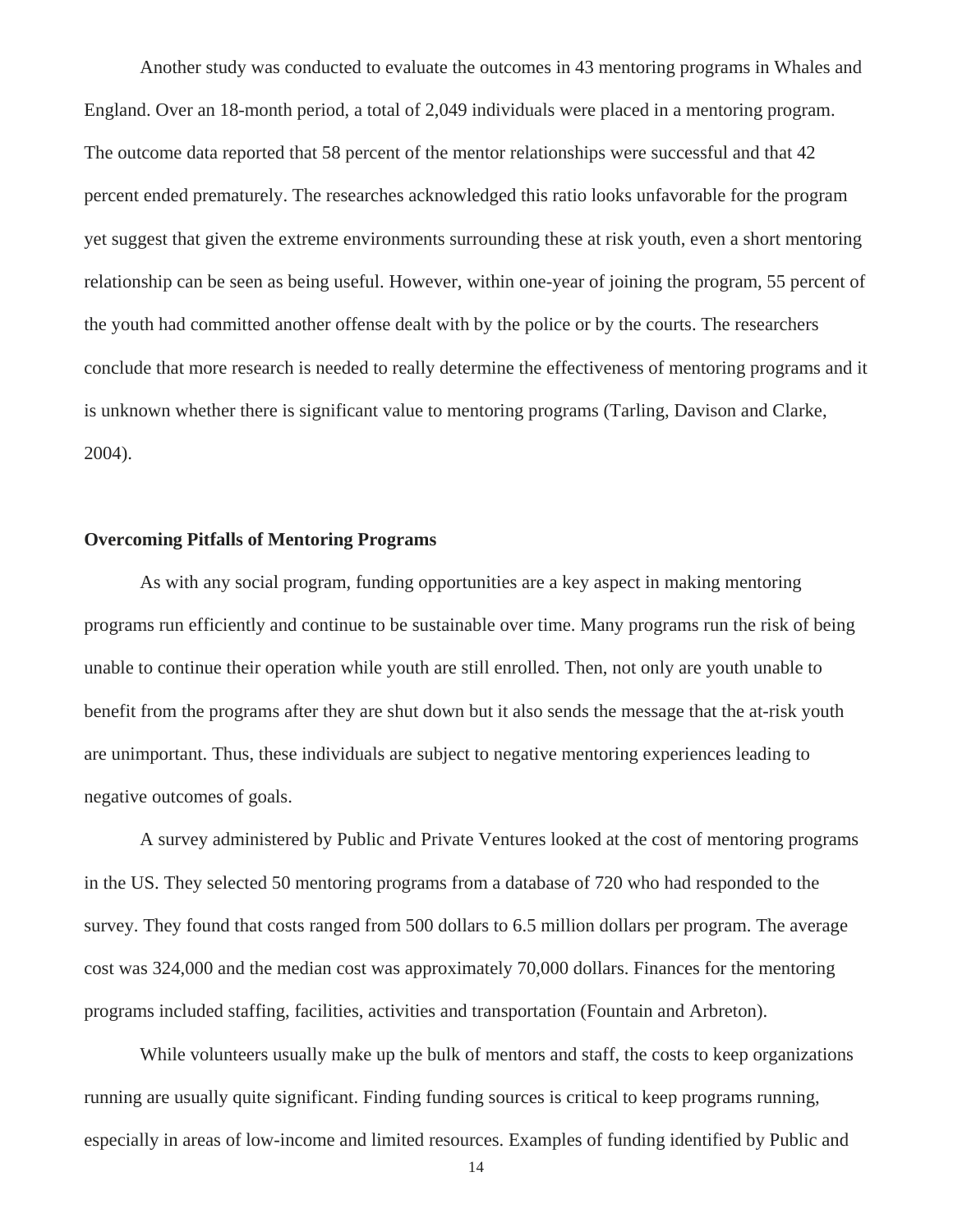Another study was conducted to evaluate the outcomes in 43 mentoring programs in Whales and England. Over an 18-month period, a total of 2,049 individuals were placed in a mentoring program. The outcome data reported that 58 percent of the mentor relationships were successful and that 42 percent ended prematurely. The researches acknowledged this ratio looks unfavorable for the program yet suggest that given the extreme environments surrounding these at risk youth, even a short mentoring relationship can be seen as being useful. However, within one-year of joining the program, 55 percent of the youth had committed another offense dealt with by the police or by the courts. The researchers conclude that more research is needed to really determine the effectiveness of mentoring programs and it is unknown whether there is significant value to mentoring programs (Tarling, Davison and Clarke, 2004).

**Overcoming Pitfalls of Mentoring Programs**

As with any social program, funding opportunities are a key aspect in making mentoring programs run efficiently and continue to be sustainable over time. Many programs run the risk of being unable to continue their operation while youth are still enrolled. Then, not only are youth unable to benefit from the programs after they are shut down but it also sends the message that the at-risk youth are unimportant. Thus, these individuals are subject to negative mentoring experiences leading to negative outcomes of goals.

A survey administered by Public and Private Ventures looked at the cost of mentoring programs in the US. They selected 50 mentoring programs from a database of 720 who had responded to the survey. They found that costs ranged from 500 dollars to 6.5 million dollars per program. The average cost was 324,000 and the median cost was approximately 70,000 dollars. Finances for the mentoring programs included staffing, facilities, activities and transportation (Fountain and Arbreton).

While volunteers usually make up the bulk of mentors and staff, the costs to keep organizations running are usually quite significant. Finding funding sources is critical to keep programs running, especially in areas of low-income and limited resources. Examples of funding identified by Public and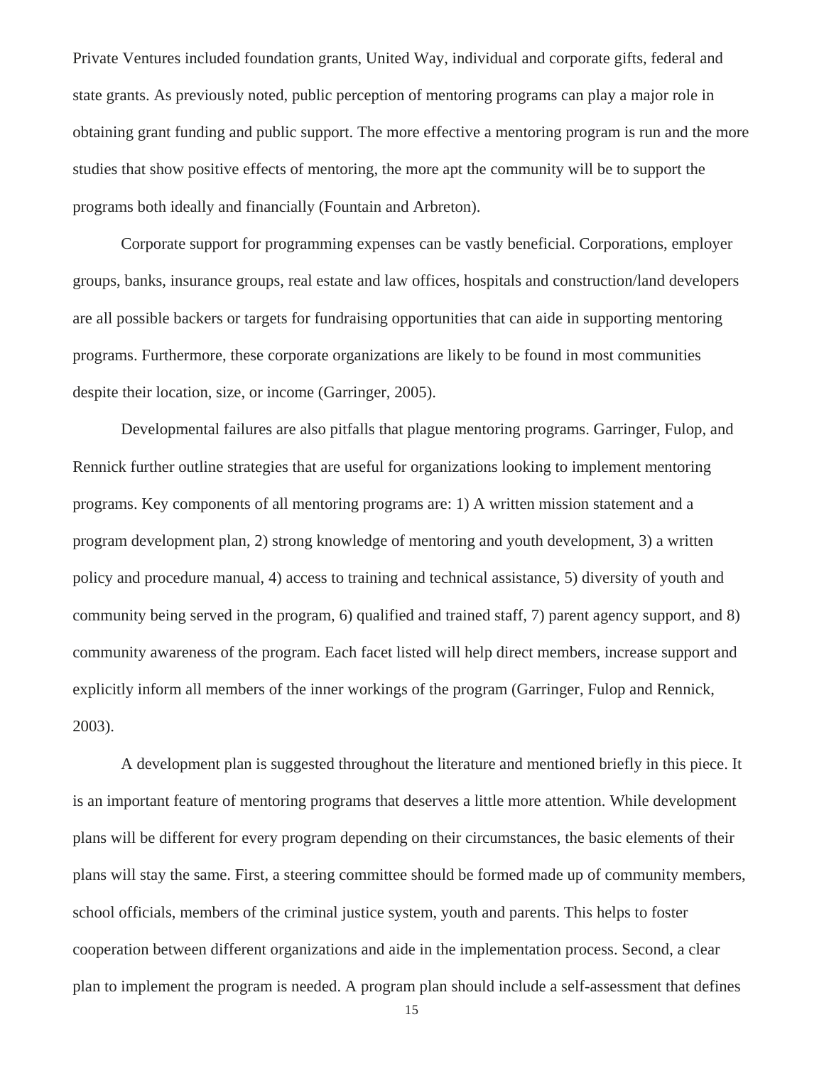Private Ventures included foundation grants, United Way, individual and corporate gifts, federal and state grants. As previously noted, public perception of mentoring programs can play a major role in obtaining grant funding and public support. The more effective a mentoring program is run and the more studies that show positive effects of mentoring, the more apt the community will be to support the programs both ideally and financially (Fountain and Arbreton).

Corporate support for programming expenses can be vastly beneficial. Corporations, employer groups, banks, insurance groups, real estate and law offices, hospitals and construction/land developers are all possible backers or targets for fundraising opportunities that can aide in supporting mentoring programs. Furthermore, these corporate organizations are likely to be found in most communities despite their location, size, or income (Garringer, 2005).

Developmental failures are also pitfalls that plague mentoring programs. Garringer, Fulop, and Rennick further outline strategies that are useful for organizations looking to implement mentoring programs. Key components of all mentoring programs are: 1) A written mission statement and a program development plan, 2) strong knowledge of mentoring and youth development, 3) a written policy and procedure manual, 4) access to training and technical assistance, 5) diversity of youth and community being served in the program, 6) qualified and trained staff, 7) parent agency support, and 8) community awareness of the program. Each facet listed will help direct members, increase support and explicitly inform all members of the inner workings of the program (Garringer, Fulop and Rennick, 2003).

A development plan is suggested throughout the literature and mentioned briefly in this piece. It is an important feature of mentoring programs that deserves a little more attention. While development plans will be different for every program depending on their circumstances, the basic elements of their plans will stay the same. First, a steering committee should be formed made up of community members, school officials, members of the criminal justice system, youth and parents. This helps to foster cooperation between different organizations and aide in the implementation process. Second, a clear plan to implement the program is needed. A program plan should include a self-assessment that defines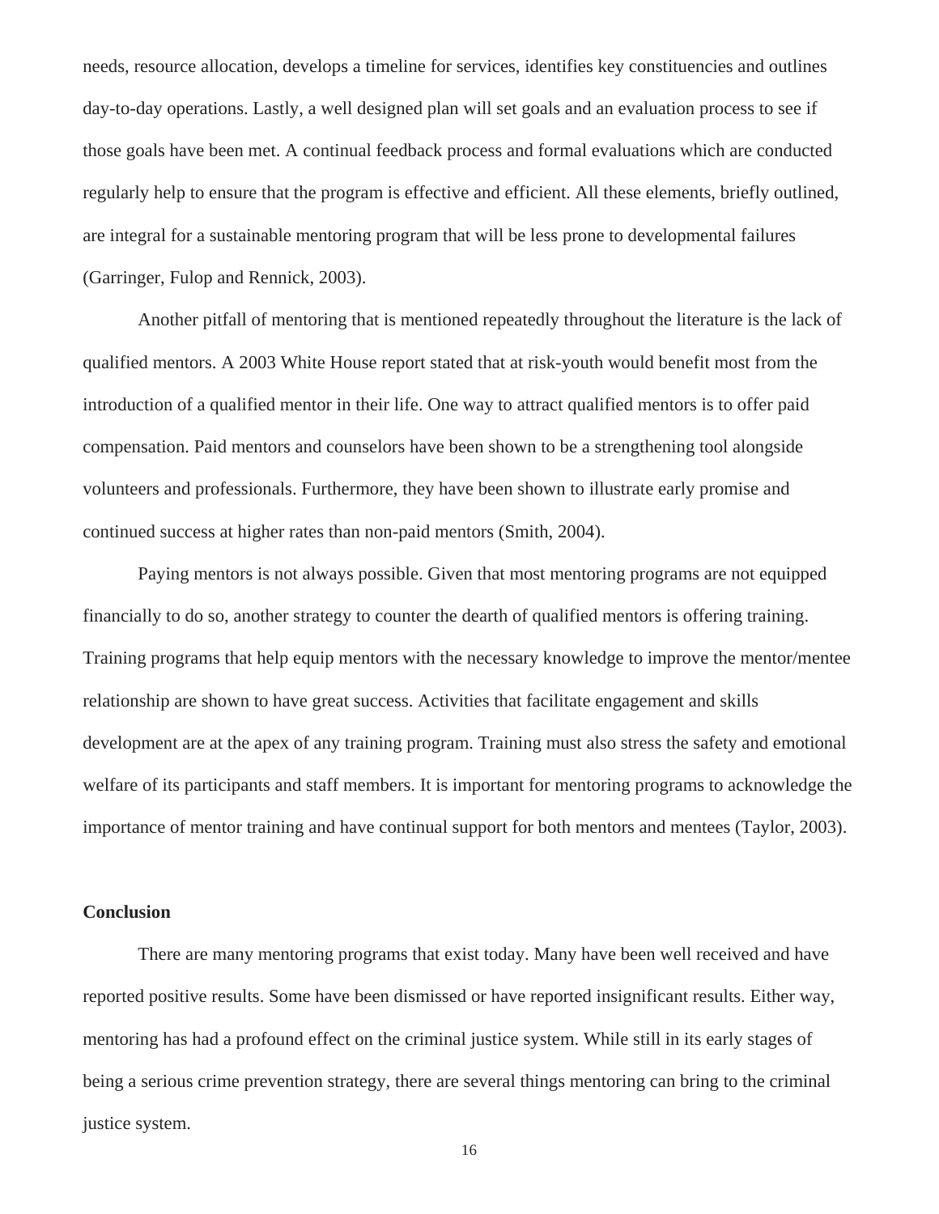needs, resource allocation, develops a timeline for services, identifies key constituencies and outlines day-to-day operations. Lastly, a well designed plan will set goals and an evaluation process to see if those goals have been met. A continual feedback process and formal evaluations which are conducted regularly help to ensure that the program is effective and efficient. All these elements, briefly outlined, are integral for a sustainable mentoring program that will be less prone to developmental failures (Garringer, Fulop and Rennick, 2003).

Another pitfall of mentoring that is mentioned repeatedly throughout the literature is the lack of qualified mentors. A 2003 White House report stated that at risk-youth would benefit most from the introduction of a qualified mentor in their life. One way to attract qualified mentors is to offer paid compensation. Paid mentors and counselors have been shown to be a strengthening tool alongside volunteers and professionals. Furthermore, they have been shown to illustrate early promise and continued success at higher rates than non-paid mentors (Smith, 2004).

Paying mentors is not always possible. Given that most mentoring programs are not equipped financially to do so, another strategy to counter the dearth of qualified mentors is offering training. Training programs that help equip mentors with the necessary knowledge to improve the mentor/mentee relationship are shown to have great success. Activities that facilitate engagement and skills development are at the apex of any training program. Training must also stress the safety and emotional welfare of its participants and staff members. It is important for mentoring programs to acknowledge the importance of mentor training and have continual support for both mentors and mentees (Taylor, 2003).

**Conclusion**

There are many mentoring programs that exist today. Many have been well received and have reported positive results. Some have been dismissed or have reported insignificant results. Either way, mentoring has had a profound effect on the criminal justice system. While still in its early stages of being a serious crime prevention strategy, there are several things mentoring can bring to the criminal justice system.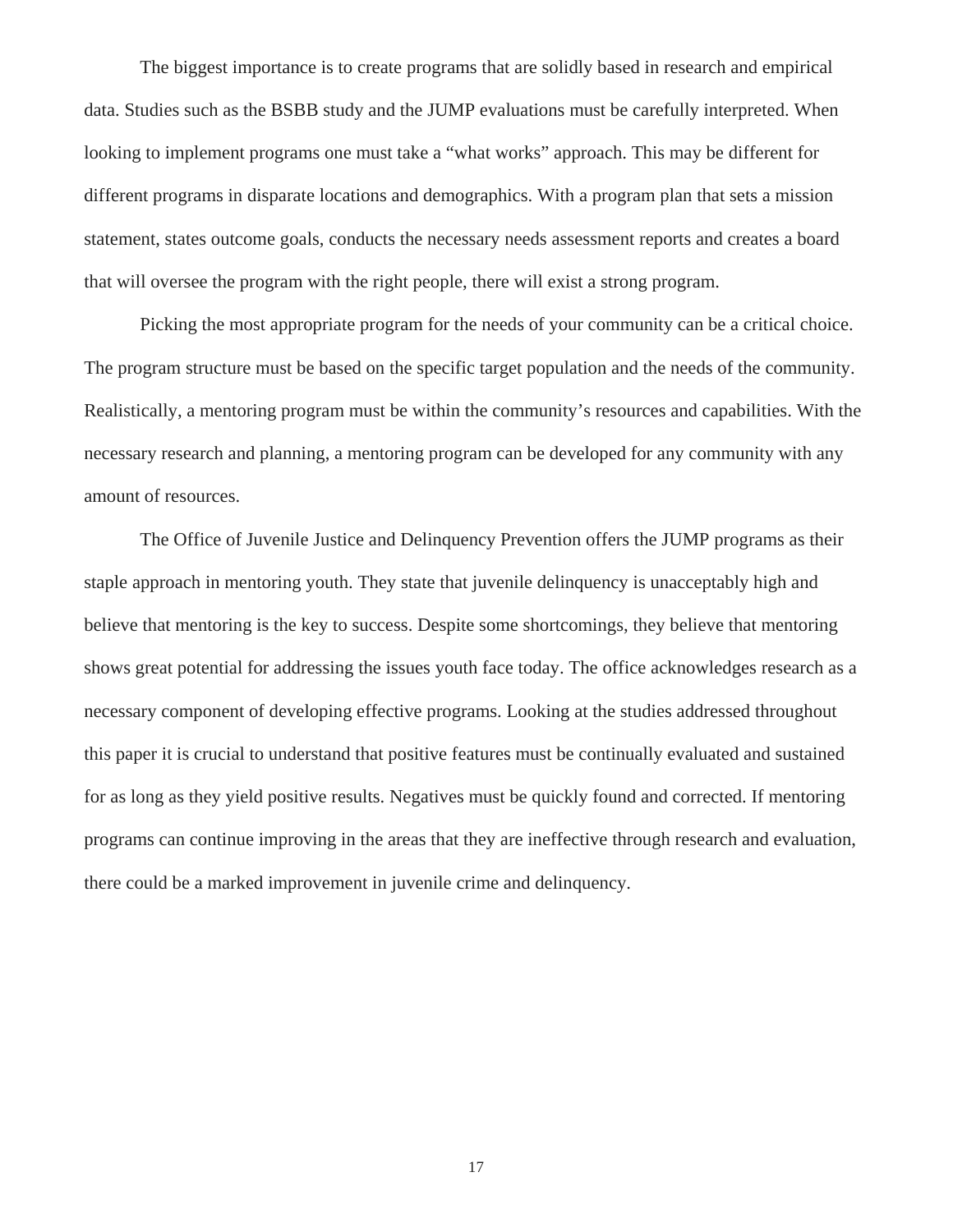The biggest importance is to create programs that are solidly based in research and empirical data. Studies such as the BSBB study and the JUMP evaluations must be carefully interpreted. When looking to implement programs one must take a “what works” approach. This may be different for different programs in disparate locations and demographics. With a program plan that sets a mission statement, states outcome goals, conducts the necessary needs assessment reports and creates a board that will oversee the program with the right people, there will exist a strong program.

Picking the most appropriate program for the needs of your community can be a critical choice. The program structure must be based on the specific target population and the needs of the community. Realistically, a mentoring program must be within the community’s resources and capabilities. With the necessary research and planning, a mentoring program can be developed for any community with any amount of resources.

The Office of Juvenile Justice and Delinquency Prevention offers the JUMP programs as their staple approach in mentoring youth. They state that juvenile delinquency is unacceptably high and believe that mentoring is the key to success. Despite some shortcomings, they believe that mentoring shows great potential for addressing the issues youth face today. The office acknowledges research as a necessary component of developing effective programs. Looking at the studies addressed throughout this paper it is crucial to understand that positive features must be continually evaluated and sustained for as long as they yield positive results. Negatives must be quickly found and corrected. If mentoring programs can continue improving in the areas that they are ineffective through research and evaluation, there could be a marked improvement in juvenile crime and delinquency.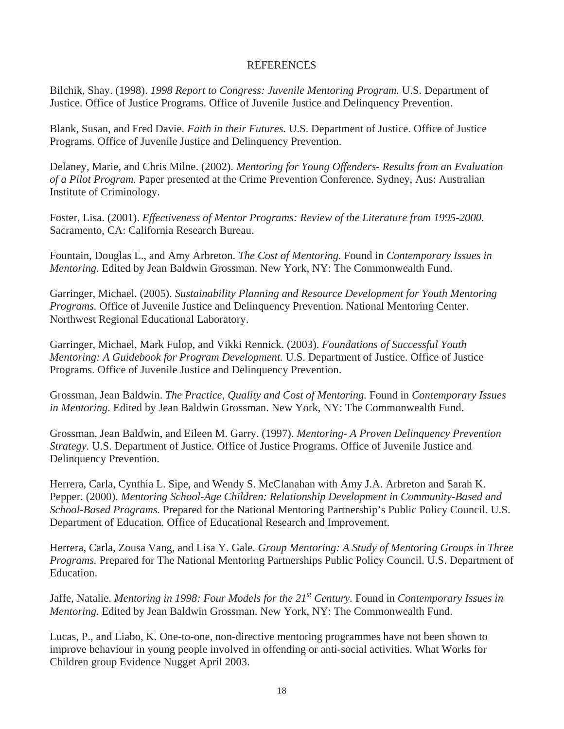# REFERENCES

Bilchik, Shay. (1998). *1998 Report to Congress: Juvenile Mentoring Program.* U.S. Department of Justice. Office of Justice Programs. Office of Juvenile Justice and Delinquency Prevention.

Blank, Susan, and Fred Davie. *Faith in their Futures.* U.S. Department of Justice. Office of Justice Programs. Office of Juvenile Justice and Delinquency Prevention.

Delaney, Marie, and Chris Milne. (2002). *Mentoring for Young Offenders- Results from an Evaluation of a Pilot Program.* Paper presented at the Crime Prevention Conference. Sydney, Aus: Australian Institute of Criminology.

Foster, Lisa. (2001). *Effectiveness of Mentor Programs: Review of the Literature from 1995-2000.* Sacramento, CA: California Research Bureau.

Fountain, Douglas L., and Amy Arbreton. *The Cost of Mentoring.* Found in *Contemporary Issues in Mentoring.* Edited by Jean Baldwin Grossman. New York, NY: The Commonwealth Fund.

Garringer, Michael. (2005). *Sustainability Planning and Resource Development for Youth Mentoring Programs.* Office of Juvenile Justice and Delinquency Prevention. National Mentoring Center. Northwest Regional Educational Laboratory.

Garringer, Michael, Mark Fulop, and Vikki Rennick. (2003). *Foundations of Successful Youth Mentoring: A Guidebook for Program Development.* U.S. Department of Justice. Office of Justice Programs. Office of Juvenile Justice and Delinquency Prevention.

Grossman, Jean Baldwin. *The Practice, Quality and Cost of Mentoring.* Found in *Contemporary Issues in Mentoring.* Edited by Jean Baldwin Grossman. New York, NY: The Commonwealth Fund.

Grossman, Jean Baldwin, and Eileen M. Garry. (1997). *Mentoring- A Proven Delinquency Prevention Strategy.* U.S. Department of Justice. Office of Justice Programs. Office of Juvenile Justice and Delinquency Prevention.

Herrera, Carla, Cynthia L. Sipe, and Wendy S. McClanahan with Amy J.A. Arbreton and Sarah K. Pepper. (2000). *Mentoring School-Age Children: Relationship Development in Community-Based and School-Based Programs.* Prepared for the National Mentoring Partnership's Public Policy Council. U.S. Department of Education. Office of Educational Research and Improvement.

Herrera, Carla, Zousa Vang, and Lisa Y. Gale. *Group Mentoring: A Study of Mentoring Groups in Three Programs.* Prepared for The National Mentoring Partnerships Public Policy Council. U.S. Department of Education.

Jaffe, Natalie. *Mentoring in 1998: Four Models for the 21st Century.* Found in *Contemporary Issues in Mentoring.* Edited by Jean Baldwin Grossman. New York, NY: The Commonwealth Fund.

Lucas, P., and Liabo, K. One-to-one, non-directive mentoring programmes have not been shown to improve behaviour in young people involved in offending or anti-social activities. What Works for Children group Evidence Nugget April 2003.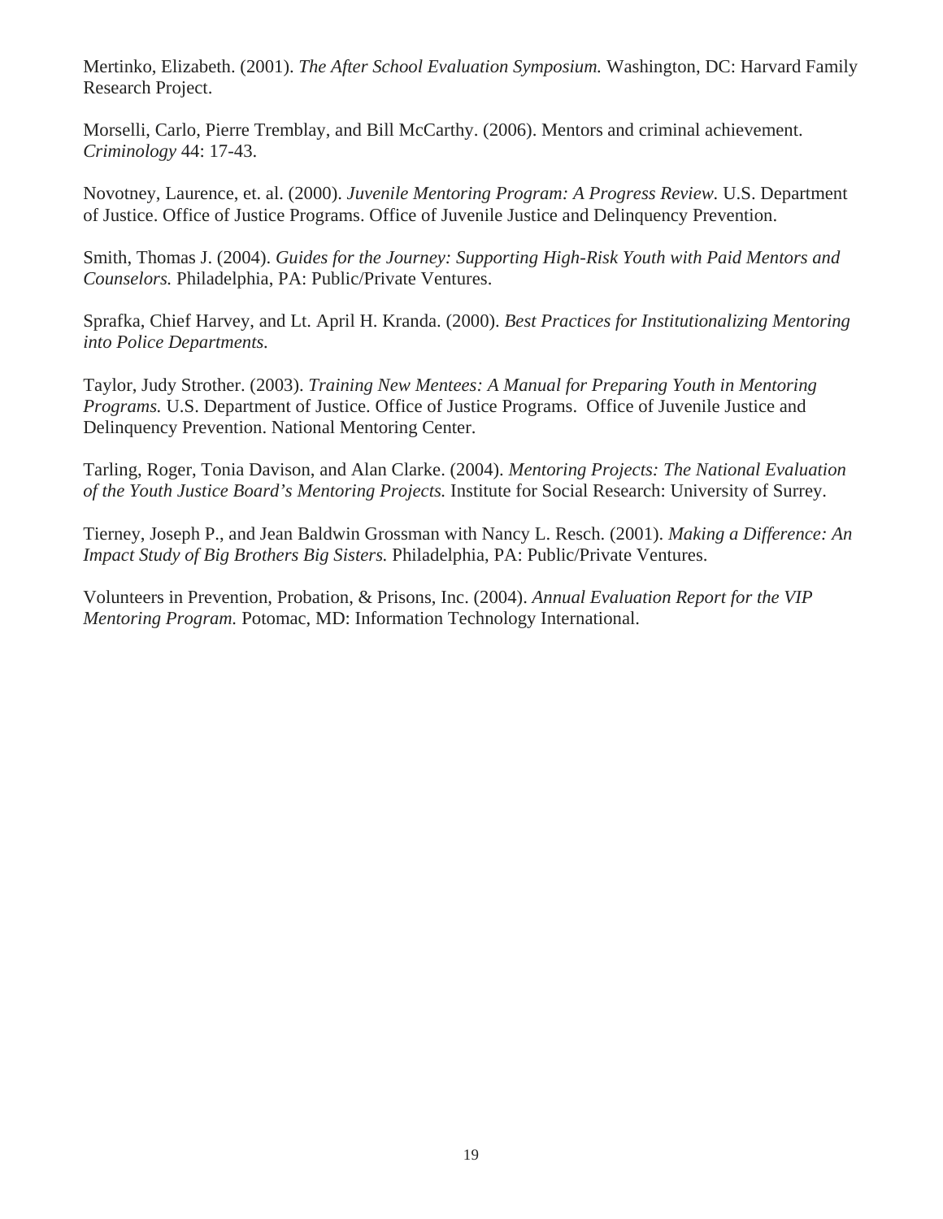Mertinko, Elizabeth. (2001). *The After School Evaluation Symposium.* Washington, DC: Harvard Family Research Project.

Morselli, Carlo, Pierre Tremblay, and Bill McCarthy. (2006). Mentors and criminal achievement. *Criminology* 44: 17-43.

Novotney, Laurence, et. al. (2000). *Juvenile Mentoring Program: A Progress Review.* U.S. Department of Justice. Office of Justice Programs. Office of Juvenile Justice and Delinquency Prevention.

Smith, Thomas J. (2004). *Guides for the Journey: Supporting High-Risk Youth with Paid Mentors and Counselors.* Philadelphia, PA: Public/Private Ventures.

Sprafka, Chief Harvey, and Lt. April H. Kranda. (2000). *Best Practices for Institutionalizing Mentoring into Police Departments.*

Taylor, Judy Strother. (2003). *Training New Mentees: A Manual for Preparing Youth in Mentoring Programs.* U.S. Department of Justice. Office of Justice Programs. Office of Juvenile Justice and Delinquency Prevention. National Mentoring Center.

Tarling, Roger, Tonia Davison, and Alan Clarke. (2004). *Mentoring Projects: The National Evaluation of the Youth Justice Board's Mentoring Projects.* Institute for Social Research: University of Surrey.

Tierney, Joseph P., and Jean Baldwin Grossman with Nancy L. Resch. (2001). *Making a Difference: An Impact Study of Big Brothers Big Sisters.* Philadelphia, PA: Public/Private Ventures.

Volunteers in Prevention, Probation, & Prisons, Inc. (2004). *Annual Evaluation Report for the VIP Mentoring Program.* Potomac, MD: Information Technology International.